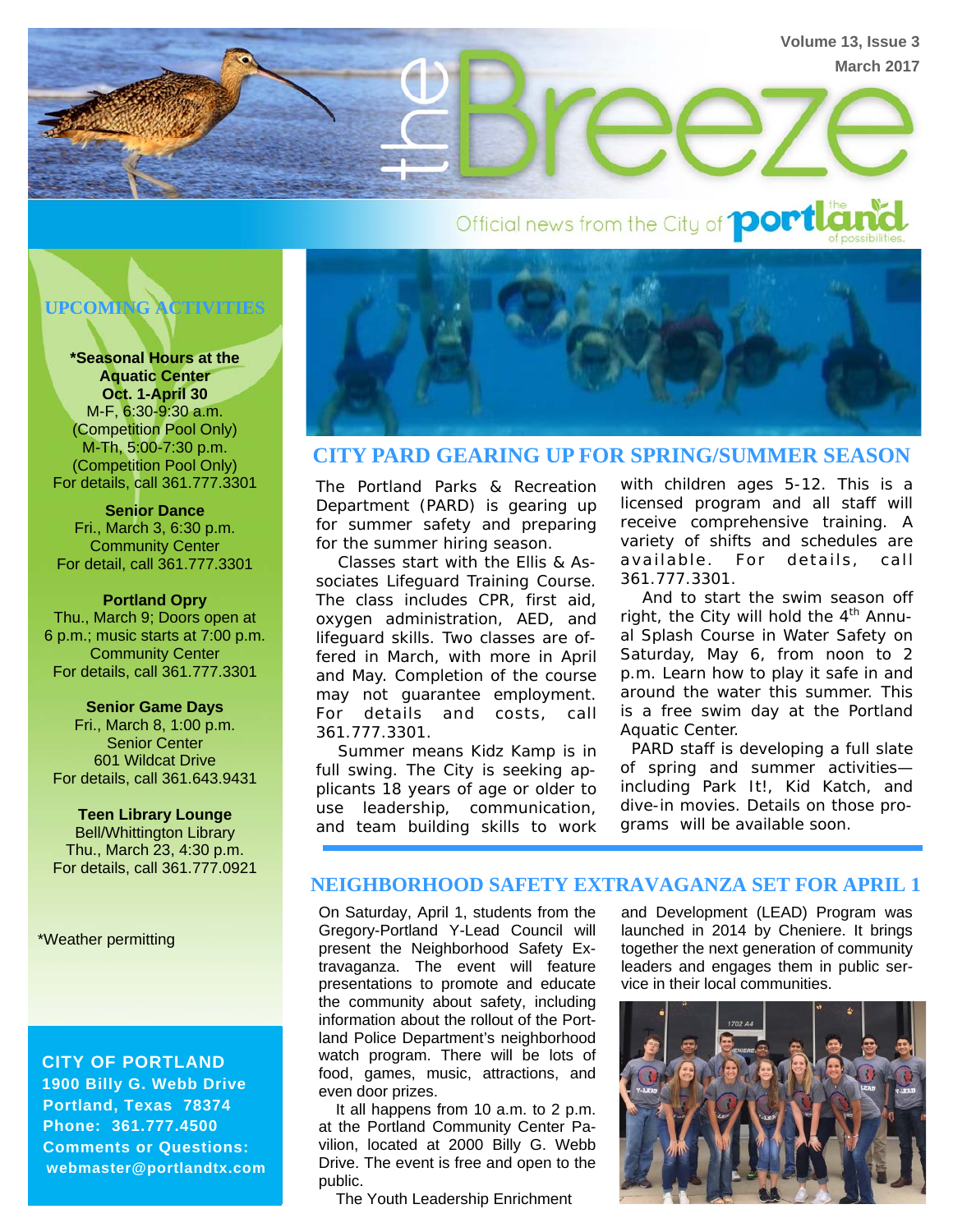# the Breeze

Volume 13, Issue 3
March 2017

Official news from the City of Portland — the land of possibilities.

## UPCOMING ACTIVITIES

**\*Seasonal Hours at the Aquatic Center**
**Oct. 1-April 30**
M-F, 6:30-9:30 a.m.
(Competition Pool Only)
M-Th, 5:00-7:30 p.m.
(Competition Pool Only)
For details, call 361.777.3301

**Senior Dance**
Fri., March 3, 6:30 p.m.
Community Center
For detail, call 361.777.3301

**Portland Opry**
Thu., March 9; Doors open at 6 p.m.; music starts at 7:00 p.m.
Community Center
For details, call 361.777.3301

**Senior Game Days**
Fri., March 8, 1:00 p.m.
Senior Center
601 Wildcat Drive
For details, call 361.643.9431

**Teen Library Lounge**
Bell/Whittington Library
Thu., March 23, 4:30 p.m.
For details, call 361.777.0921

\*Weather permitting

**CITY OF PORTLAND**
**1900 Billy G. Webb Drive**
**Portland, Texas 78374**
**Phone: 361.777.4500**
**Comments or Questions:**
**webmaster@portlandtx.com**

## CITY PARD GEARING UP FOR SPRING/SUMMER SEASON

The Portland Parks & Recreation Department (PARD) is gearing up for summer safety and preparing for the summer hiring season.

Classes start with the Ellis & Associates Lifeguard Training Course. The class includes CPR, first aid, oxygen administration, AED, and lifeguard skills. Two classes are offered in March, with more in April and May. Completion of the course may not guarantee employment. For details and costs, call 361.777.3301.

Summer means Kidz Kamp is in full swing. The City is seeking applicants 18 years of age or older to use leadership, communication, and team building skills to work with children ages 5-12. This is a licensed program and all staff will receive comprehensive training. A variety of shifts and schedules are available. For details, call 361.777.3301.

And to start the swim season off right, the City will hold the 4th Annual Splash Course in Water Safety on Saturday, May 6, from noon to 2 p.m. Learn how to play it safe in and around the water this summer. This is a free swim day at the Portland Aquatic Center.

PARD staff is developing a full slate of spring and summer activities—including Park It!, Kid Katch, and dive-in movies. Details on those programs will be available soon.

## NEIGHBORHOOD SAFETY EXTRAVAGANZA SET FOR APRIL 1

On Saturday, April 1, students from the Gregory-Portland Y-Lead Council will present the Neighborhood Safety Extravaganza. The event will feature presentations to promote and educate the community about safety, including information about the rollout of the Portland Police Department's neighborhood watch program. There will be lots of food, games, music, attractions, and even door prizes.

It all happens from 10 a.m. to 2 p.m. at the Portland Community Center Pavilion, located at 2000 Billy G. Webb Drive. The event is free and open to the public.

The Youth Leadership Enrichment and Development (LEAD) Program was launched in 2014 by Cheniere. It brings together the next generation of community leaders and engages them in public service in their local communities.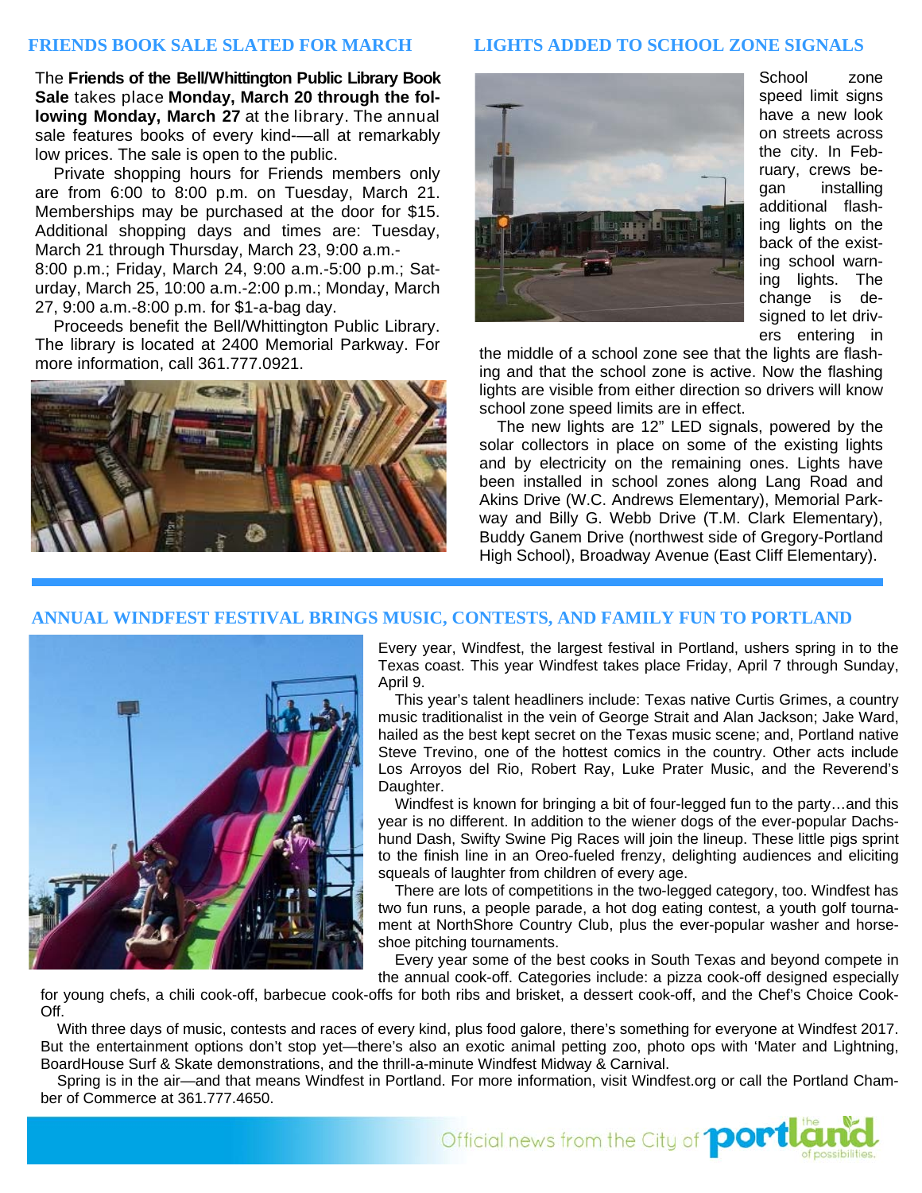## FRIENDS BOOK SALE SLATED FOR MARCH

The **Friends of the Bell/Whittington Public Library Book Sale** takes place **Monday, March 20 through the following Monday, March 27** at the library. The annual sale features books of every kind-—all at remarkably low prices. The sale is open to the public.

Private shopping hours for Friends members only are from 6:00 to 8:00 p.m. on Tuesday, March 21. Memberships may be purchased at the door for $15. Additional shopping days and times are: Tuesday, March 21 through Thursday, March 23, 9:00 a.m.- 8:00 p.m.; Friday, March 24, 9:00 a.m.-5:00 p.m.; Saturday, March 25, 10:00 a.m.-2:00 p.m.; Monday, March 27, 9:00 a.m.-8:00 p.m. for $1-a-bag day.

Proceeds benefit the Bell/Whittington Public Library. The library is located at 2400 Memorial Parkway. For more information, call 361.777.0921.

## LIGHTS ADDED TO SCHOOL ZONE SIGNALS

School zone speed limit signs have a new look on streets across the city. In February, crews began installing additional flashing lights on the back of the existing school warning lights. The change is designed to let drivers entering in the middle of a school zone see that the lights are flashing and that the school zone is active. Now the flashing lights are visible from either direction so drivers will know school zone speed limits are in effect.

The new lights are 12" LED signals, powered by the solar collectors in place on some of the existing lights and by electricity on the remaining ones. Lights have been installed in school zones along Lang Road and Akins Drive (W.C. Andrews Elementary), Memorial Parkway and Billy G. Webb Drive (T.M. Clark Elementary), Buddy Ganem Drive (northwest side of Gregory-Portland High School), Broadway Avenue (East Cliff Elementary).

## ANNUAL WINDFEST FESTIVAL BRINGS MUSIC, CONTESTS, AND FAMILY FUN TO PORTLAND

Every year, Windfest, the largest festival in Portland, ushers spring in to the Texas coast. This year Windfest takes place Friday, April 7 through Sunday, April 9.

This year's talent headliners include: Texas native Curtis Grimes, a country music traditionalist in the vein of George Strait and Alan Jackson; Jake Ward, hailed as the best kept secret on the Texas music scene; and, Portland native Steve Trevino, one of the hottest comics in the country. Other acts include Los Arroyos del Rio, Robert Ray, Luke Prater Music, and the Reverend's Daughter.

Windfest is known for bringing a bit of four-legged fun to the party…and this year is no different. In addition to the wiener dogs of the ever-popular Dachshund Dash, Swifty Swine Pig Races will join the lineup. These little pigs sprint to the finish line in an Oreo-fueled frenzy, delighting audiences and eliciting squeals of laughter from children of every age.

There are lots of competitions in the two-legged category, too. Windfest has two fun runs, a people parade, a hot dog eating contest, a youth golf tournament at NorthShore Country Club, plus the ever-popular washer and horseshoe pitching tournaments.

Every year some of the best cooks in South Texas and beyond compete in the annual cook-off. Categories include: a pizza cook-off designed especially for young chefs, a chili cook-off, barbecue cook-offs for both ribs and brisket, a dessert cook-off, and the Chef's Choice Cook-Off.

With three days of music, contests and races of every kind, plus food galore, there's something for everyone at Windfest 2017. But the entertainment options don't stop yet—there's also an exotic animal petting zoo, photo ops with 'Mater and Lightning, BoardHouse Surf & Skate demonstrations, and the thrill-a-minute Windfest Midway & Carnival.

Spring is in the air—and that means Windfest in Portland. For more information, visit Windfest.org or call the Portland Chamber of Commerce at 361.777.4650.